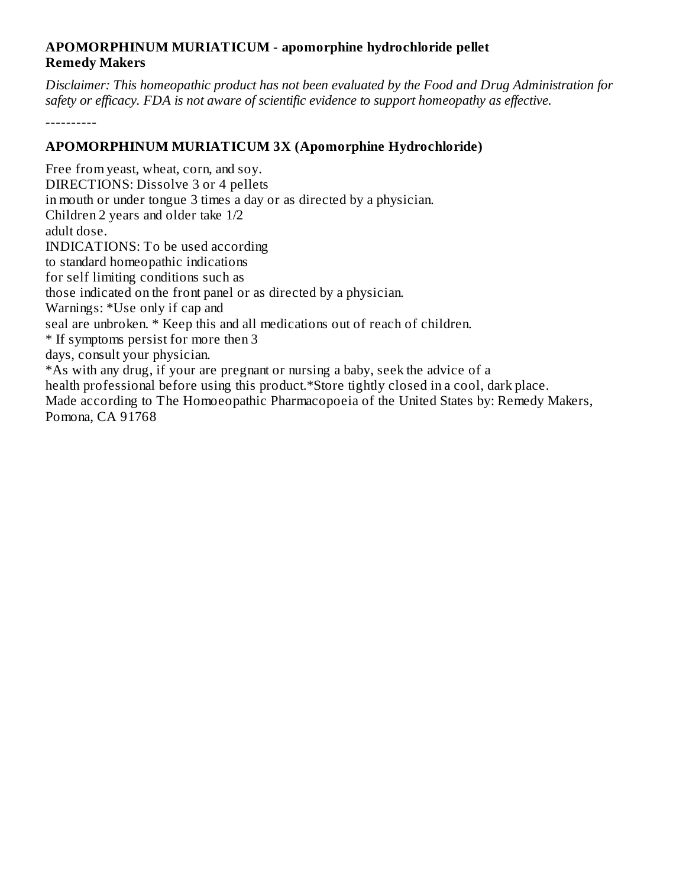**APOMORPHINUM MURIATICUM - apomorphine hydrochloride pellet**
**Remedy Makers**

*Disclaimer: This homeopathic product has not been evaluated by the Food and Drug Administration for safety or efficacy. FDA is not aware of scientific evidence to support homeopathy as effective.*

----------

### APOMORPHINUM MURIATICUM 3X (Apomorphine Hydrochloride)

Free from yeast, wheat, corn, and soy.
DIRECTIONS: Dissolve 3 or 4 pellets
in mouth or under tongue 3 times a day or as directed by a physician.
Children 2 years and older take 1/2
adult dose.
INDICATIONS: To be used according
to standard homeopathic indications
for self limiting conditions such as
those indicated on the front panel or as directed by a physician.
Warnings: *Use only if cap and
seal are unbroken. * Keep this and all medications out of reach of children.
* If symptoms persist for more then 3
days, consult your physician.
*As with any drug, if your are pregnant or nursing a baby, seek the advice of a
health professional before using this product.*Store tightly closed in a cool, dark place.
Made according to The Homoeopathic Pharmacopoeia of the United States by: Remedy Makers, Pomona, CA 91768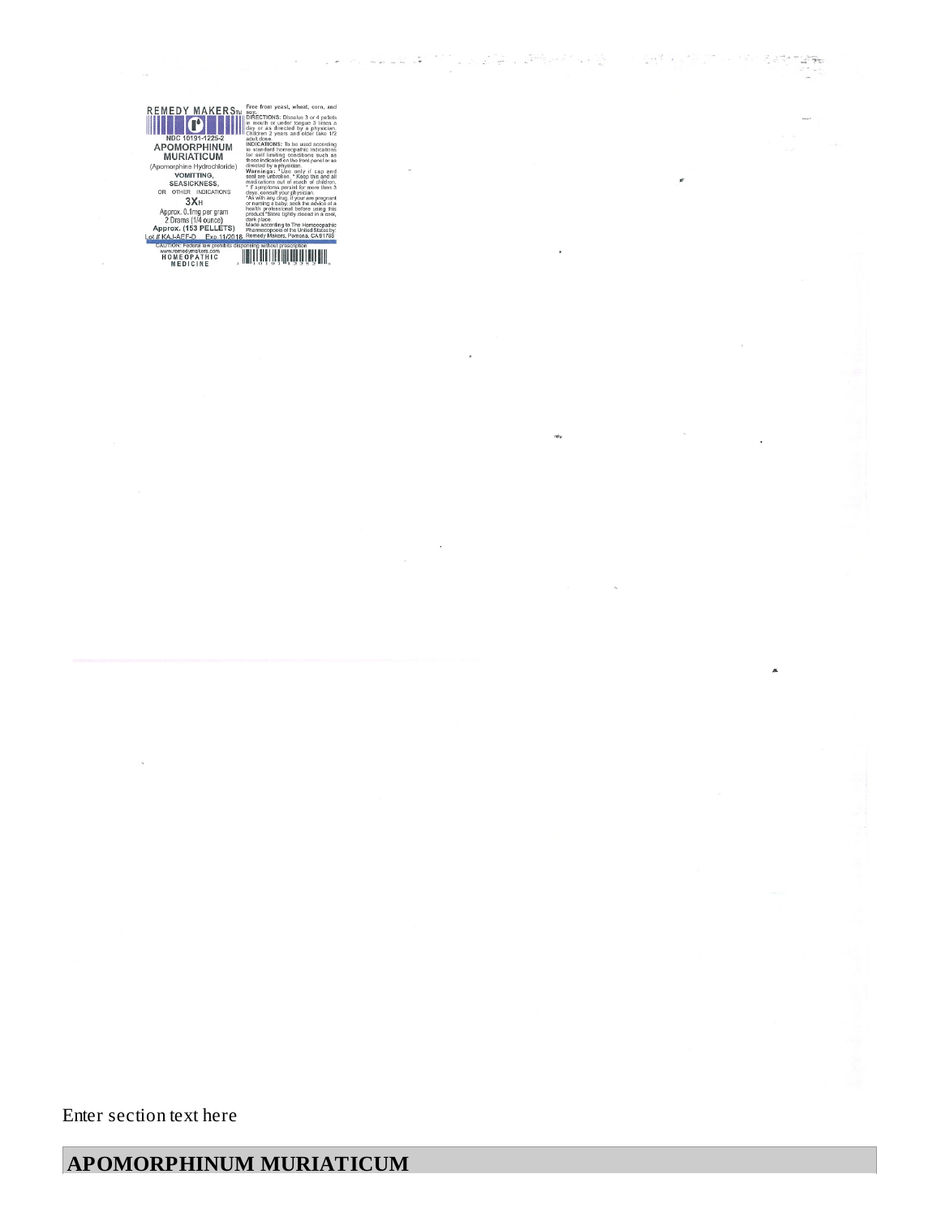REMEDY MAKERS™

NDC 10191-1225-2

**APOMORPHINUM MURIATICUM**

(Apomorphine Hydrochloride)

**VOMITTING, SEASICKNESS,**

OR OTHER INDICATIONS

**3XH**

Approx. 0.1mg per gram

2 Drams (1/4 ounce)

**Approx. (153 PELLETS)**

Lot # KAJ-AEF-D Exp.11/2018

Free from yeast, wheat, corn, and soy.

**DIRECTIONS:** Dissolve 3 or 4 pellets in mouth or under tongue 3 times a day or as directed by a physician. Children 2 years and older take 1/2 adult dose.

**INDICATIONS:** To be used according to standard homeopathic indications for self limiting conditions such as those indicated on the front panel or as directed by a physician.

**Warnings:** *Use only if cap and seal are unbroken. *Keep this and all medications out of reach of children. * If symptoms persist for more than 3 days, consult your physician. *As with any drug, if your are pregnant or nursing a baby, seek the advice of a health professional before using this product.*Store tightly closed in a cool, dark place.

Made according to The Homeopathic Pharmacopeia of the United States by: Remedy Makers, Pomona, CA 91768

CAUTION: Federal law prohibits dispensing without prescription

www.remedymakers.com

HOMEOPATHIC MEDICINE

Enter section text here

## APOMORPHINUM MURIATICUM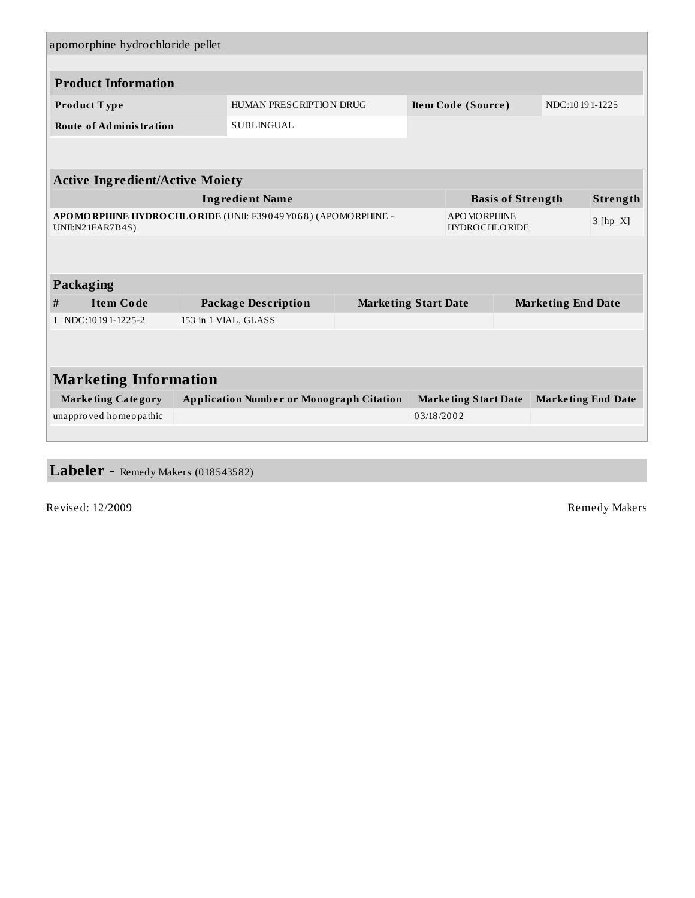apomorphine hydrochloride pellet

## Product Information

| | | | |
|---|---|---|---|
| **Product Type** | HUMAN PRESCRIPTION DRUG | **Item Code (Source)** | NDC:10191-1225 |
| **Route of Administration** | SUBLINGUAL | | |

## Active Ingredient/Active Moiety

| Ingredient Name | Basis of Strength | Strength |
|---|---|---|
| **APOMORPHINE HYDROCHLORIDE** (UNII: F39049Y068) (APOMORPHINE - UNII:N21FAR7B4S) | APOMORPHINE HYDROCHLORIDE | 3 [hp_X] |

## Packaging

| # | Item Code | Package Description | Marketing Start Date | Marketing End Date |
|---|---|---|---|---|
| 1 | NDC:10191-1225-2 | 153 in 1 VIAL, GLASS | | |

## Marketing Information

| Marketing Category | Application Number or Monograph Citation | Marketing Start Date | Marketing End Date |
|---|---|---|---|
| unapproved homeopathic | | 03/18/2002 | |

## Labeler - Remedy Makers (018543582)

Revised: 12/2009

Remedy Makers